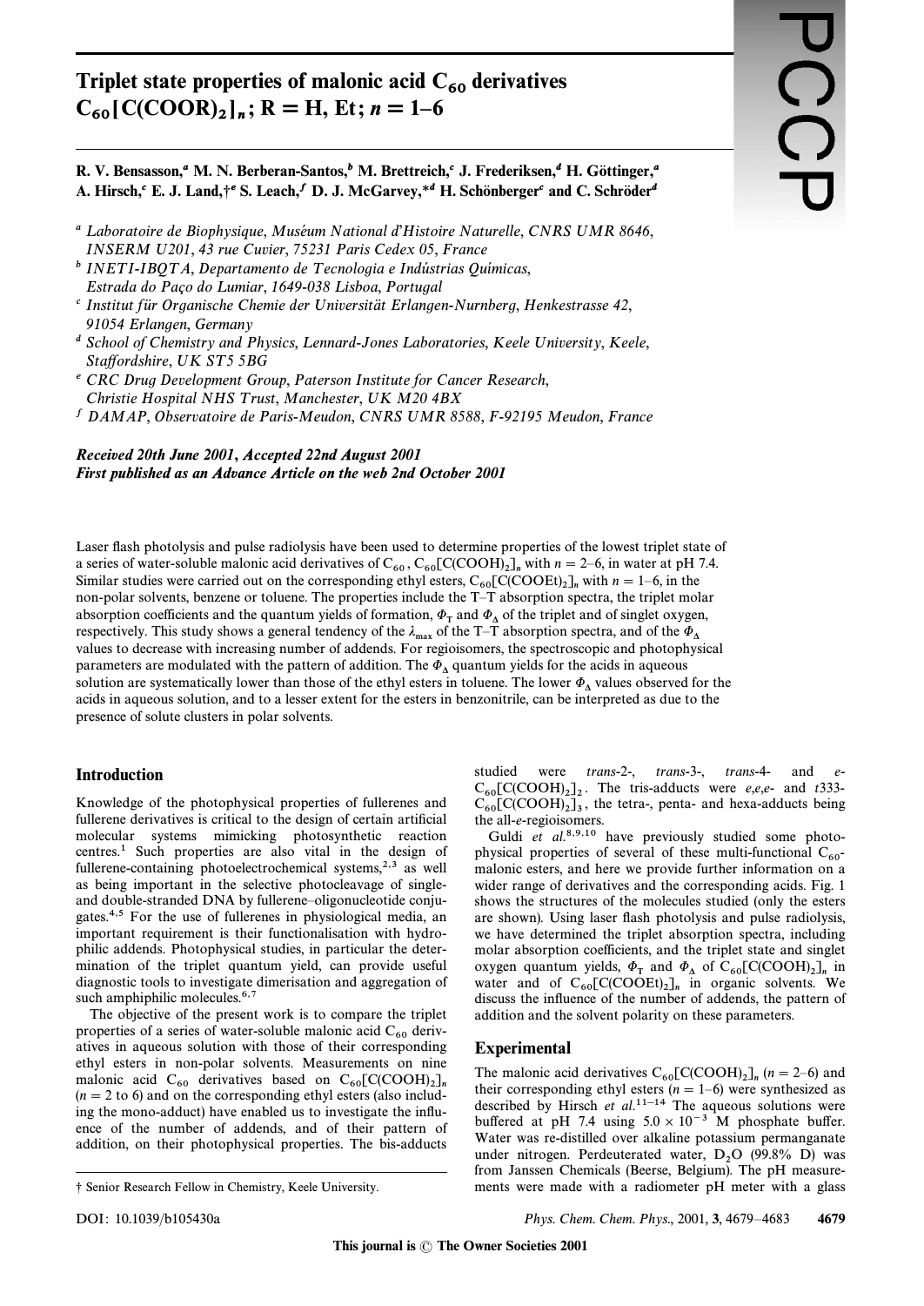# Triplet state properties of malonic acid $C_{60}$ derivatives $C_{60}[C(COOR)_2]_n$; R = H, Et; $n$ = 1–6

**R. V. Bensasson,[a] M. N. Berberan-Santos,[b] M. Brettreich,[c] J. Frederiksen,[d] H. Göttinger,[a] A. Hirsch,[c] E. J. Land,†[e] S. Leach,[f] D. J. McGarvey,*[d] H. Schönberger[c] and C. Schröder[d]**

[a] *Laboratoire de Biophysique, Muséum National d'Histoire Naturelle, CNRS UMR 8646, INSERM U201, 43 rue Cuvier, 75231 Paris Cedex 05, France*

[b] *INETI-IBQTA, Departamento de Tecnologia e Indústrias Químicas, Estrada do Paço do Lumiar, 1649-038 Lisboa, Portugal*

[c] *Institut für Organische Chemie der Universität Erlangen-Nurnberg, Henkestrasse 42, 91054 Erlangen, Germany*

[d] *School of Chemistry and Physics, Lennard-Jones Laboratories, Keele University, Keele, Staffordshire, UK ST5 5BG*

[e] *CRC Drug Development Group, Paterson Institute for Cancer Research, Christie Hospital NHS Trust, Manchester, UK M20 4BX*

[f] *DAMAP, Observatoire de Paris-Meudon, CNRS UMR 8588, F-92195 Meudon, France*

***Received 20th June 2001, Accepted 22nd August 2001***
***First published as an Advance Article on the web 2nd October 2001***

Laser flash photolysis and pulse radiolysis have been used to determine properties of the lowest triplet state of a series of water-soluble malonic acid derivatives of $C_{60}$, $C_{60}[C(COOH)_2]_n$ with $n$ = 2–6, in water at pH 7.4. Similar studies were carried out on the corresponding ethyl esters, $C_{60}[C(COOEt)_2]_n$ with $n$ = 1–6, in the non-polar solvents, benzene or toluene. The properties include the T–T absorption spectra, the triplet molar absorption coefficients and the quantum yields of formation, $\Phi_T$ and $\Phi_\Delta$ of the triplet and of singlet oxygen, respectively. This study shows a general tendency of the $\lambda_{max}$ of the T–T absorption spectra, and of the $\Phi_\Delta$ values to decrease with increasing number of addends. For regioisomers, the spectroscopic and photophysical parameters are modulated with the pattern of addition. The $\Phi_\Delta$ quantum yields for the acids in aqueous solution are systematically lower than those of the ethyl esters in toluene. The lower $\Phi_\Delta$ values observed for the acids in aqueous solution, and to a lesser extent for the esters in benzonitrile, can be interpreted as due to the presence of solute clusters in polar solvents.

## Introduction

Knowledge of the photophysical properties of fullerenes and fullerene derivatives is critical to the design of certain artificial molecular systems mimicking photosynthetic reaction centres.[1] Such properties are also vital in the design of fullerene-containing photoelectrochemical systems,[2,3] as well as being important in the selective photocleavage of single- and double-stranded DNA by fullerene–oligonucleotide conjugates.[4,5] For the use of fullerenes in physiological media, an important requirement is their functionalisation with hydrophilic addends. Photophysical studies, in particular the determination of the triplet quantum yield, can provide useful diagnostic tools to investigate dimerisation and aggregation of such amphiphilic molecules.[6,7]

The objective of the present work is to compare the triplet properties of a series of water-soluble malonic acid $C_{60}$ derivatives in aqueous solution with those of their corresponding ethyl esters in non-polar solvents. Measurements on nine malonic acid $C_{60}$ derivatives based on $C_{60}[C(COOH)_2]_n$ ($n$ = 2 to 6) and on the corresponding ethyl esters (also including the mono-adduct) have enabled us to investigate the influence of the number of addends, and of their pattern of addition, on their photophysical properties. The bis-adducts studied were *trans*-2-, *trans*-3-, *trans*-4- and *e*-$C_{60}[C(COOH)_2]_2$. The tris-adducts were *e,e,e*- and *t*333-$C_{60}[C(COOH)_2]_3$, the tetra-, penta- and hexa-adducts being the all-*e*-regioisomers.

Guldi *et al.*[8,9,10] have previously studied some photophysical properties of several of these multi-functional $C_{60}$-malonic esters, and here we provide further information on a wider range of derivatives and the corresponding acids. Fig. 1 shows the structures of the molecules studied (only the esters are shown). Using laser flash photolysis and pulse radiolysis, we have determined the triplet absorption spectra, including molar absorption coefficients, and the triplet state and singlet oxygen quantum yields, $\Phi_T$ and $\Phi_\Delta$ of $C_{60}[C(COOH)_2]_n$ in water and of $C_{60}[C(COOEt)_2]_n$ in organic solvents. We discuss the influence of the number of addends, the pattern of addition and the solvent polarity on these parameters.

## Experimental

The malonic acid derivatives $C_{60}[C(COOH)_2]_n$ ($n$ = 2–6) and their corresponding ethyl esters ($n$ = 1–6) were synthesized as described by Hirsch *et al.*[11–14] The aqueous solutions were buffered at pH 7.4 using $5.0 \times 10^{-3}$ M phosphate buffer. Water was re-distilled over alkaline potassium permanganate under nitrogen. Perdeuterated water, $D_2O$ (99.8% D) was from Janssen Chemicals (Beerse, Belgium). The pH measurements were made with a radiometer pH meter with a glass

† Senior Research Fellow in Chemistry, Keele University.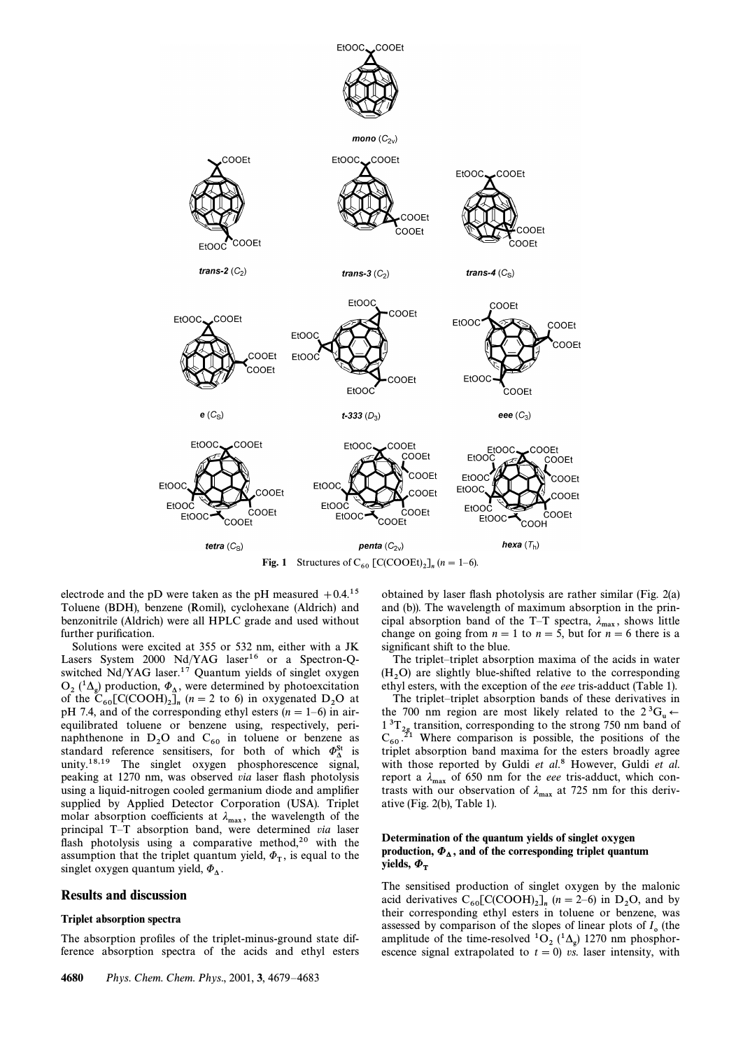**Fig. 1** Structures of $C_{60}$ $[C(COOEt)_2]_n$ ($n$ = 1–6).

electrode and the pD were taken as the pH measured +0.4.[15] Toluene (BDH), benzene (Romil), cyclohexane (Aldrich) and benzonitrile (Aldrich) were all HPLC grade and used without further purification.

Solutions were excited at 355 or 532 nm, either with a JK Lasers System 2000 Nd/YAG laser[16] or a Spectron-Q-switched Nd/YAG laser.[17] Quantum yields of singlet oxygen $O_2$ ($^1\Delta_g$) production, $\Phi_\Delta$, were determined by photoexcitation of the $C_{60}[C(COOH)_2]_n$ ($n$ = 2 to 6) in oxygenated $D_2O$ at pH 7.4, and of the corresponding ethyl esters ($n$ = 1–6) in air-equilibrated toluene or benzene using, respectively, perinaphthenone in $D_2O$ and $C_{60}$ in toluene or benzene as standard reference sensitisers, for both of which $\Phi_\Delta^{St}$ is unity.[18,19] The singlet oxygen phosphorescence signal, peaking at 1270 nm, was observed *via* laser flash photolysis using a liquid-nitrogen cooled germanium diode and amplifier supplied by Applied Detector Corporation (USA). Triplet molar absorption coefficients at $\lambda_{max}$, the wavelength of the principal T–T absorption band, were determined *via* laser flash photolysis using a comparative method,[20] with the assumption that the triplet quantum yield, $\Phi_T$, is equal to the singlet oxygen quantum yield, $\Phi_\Delta$.

## Results and discussion

### Triplet absorption spectra

The absorption profiles of the triplet-minus-ground state difference absorption spectra of the acids and ethyl esters obtained by laser flash photolysis are rather similar (Fig. 2(a) and (b)). The wavelength of maximum absorption in the principal absorption band of the T–T spectra, $\lambda_{max}$, shows little change on going from $n$ = 1 to $n$ = 5, but for $n$ = 6 there is a significant shift to the blue.

The triplet–triplet absorption maxima of the acids in water ($H_2O$) are slightly blue-shifted relative to the corresponding ethyl esters, with the exception of the *eee* tris-adduct (Table 1).

The triplet–triplet absorption bands of these derivatives in the 700 nm region are most likely related to the $2\,^3G_u \leftarrow 1\,^3T_{2g}$ transition, corresponding to the strong 750 nm band of $C_{60}$.[21] Where comparison is possible, the positions of the triplet absorption band maxima for the esters broadly agree with those reported by Guldi *et al.*[8] However, Guldi *et al.* report a $\lambda_{max}$ of 650 nm for the *eee* tris-adduct, which contrasts with our observation of $\lambda_{max}$ at 725 nm for this derivative (Fig. 2(b), Table 1).

### Determination of the quantum yields of singlet oxygen production, $\Phi_\Delta$, and of the corresponding triplet quantum yields, $\Phi_T$

The sensitised production of singlet oxygen by the malonic acid derivatives $C_{60}[C(COOH)_2]_n$ ($n$ = 2–6) in $D_2O$, and by their corresponding ethyl esters in toluene or benzene, was assessed by comparison of the slopes of linear plots of $I_o$ (the amplitude of the time-resolved $^1O_2$ ($^1\Delta_g$) 1270 nm phosphorescence signal extrapolated to $t$ = 0) *vs.* laser intensity, with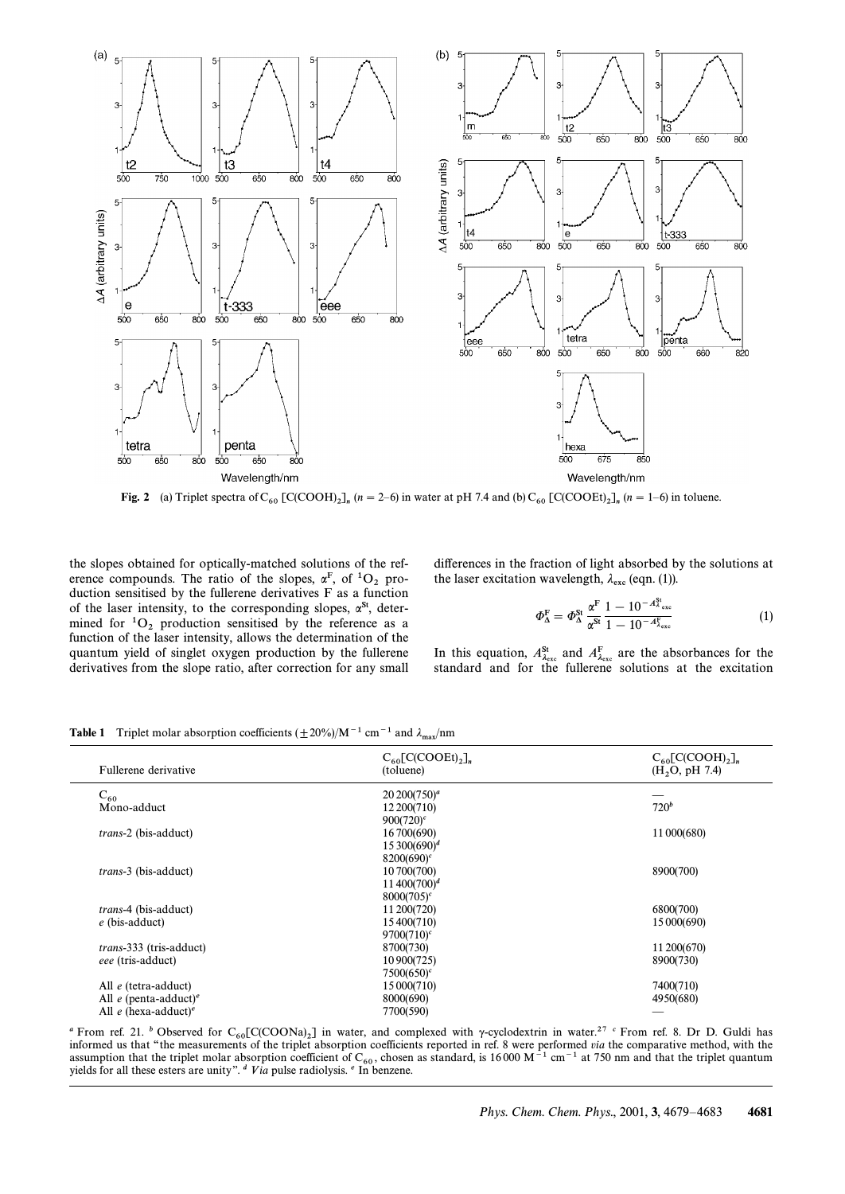**Fig. 2** (a) Triplet spectra of $C_{60}$ $[C(COOH)_2]_n$ ($n = 2$–6) in water at pH 7.4 and (b) $C_{60}$ $[C(COOEt)_2]_n$ ($n = 1$–6) in toluene.

the slopes obtained for optically-matched solutions of the reference compounds. The ratio of the slopes, $\alpha^F$, of $^1O_2$ production sensitised by the fullerene derivatives F as a function of the laser intensity, to the corresponding slopes, $\alpha^{St}$, determined for $^1O_2$ production sensitised by the reference as a function of the laser intensity, allows the determination of the quantum yield of singlet oxygen production by the fullerene derivatives from the slope ratio, after correction for any small differences in the fraction of light absorbed by the solutions at the laser excitation wavelength, $\lambda_{exc}$ (eqn. (1)).

$$\Phi_\Delta^F = \Phi_\Delta^{St} \frac{\alpha^F}{\alpha^{St}} \frac{1 - 10^{-A^{St}_{\lambda_{exc}}}}{1 - 10^{-A^F_{\lambda_{exc}}}} \tag{1}$$

In this equation, $A^{St}_{\lambda_{exc}}$ and $A^F_{\lambda_{exc}}$ are the absorbances for the standard and for the fullerene solutions at the excitation

**Table 1** Triplet molar absorption coefficients (±20%)/$M^{-1}$ $cm^{-1}$ and $\lambda_{max}$/nm

| Fullerene derivative | $C_{60}[C(COOEt)_2]_n$ (toluene) | $C_{60}[C(COOH)_2]_n$ ($H_2O$, pH 7.4) |
|---|---|---|
| $C_{60}$ | 20 200(750)[a] | — |
| Mono-adduct | 12 200(710)<br>900(720)[c] | 720[b] |
| *trans*-2 (bis-adduct) | 16 700(690)<br>15 300(690)[d]<br>8200(690)[c] | 11 000(680) |
| *trans*-3 (bis-adduct) | 10 700(700)<br>11 400(700)[d]<br>8000(705)[c] | 8900(700) |
| *trans*-4 (bis-adduct) | 11 200(720) | 6800(700) |
| *e* (bis-adduct) | 15 400(710)<br>9700(710)[c] | 15 000(690) |
| *trans*-333 (tris-adduct) | 8700(730) | 11 200(670) |
| *eee* (tris-adduct) | 10 900(725)<br>7500(650)[c] | 8900(730) |
| All *e* (tetra-adduct) | 15 000(710) | 7400(710) |
| All *e* (penta-adduct)[e] | 8000(690) | 4950(680) |
| All *e* (hexa-adduct)[e] | 7700(590) | — |

[a] From ref. 21. [b] Observed for $C_{60}[C(COONa)_2]$ in water, and complexed with γ-cyclodextrin in water.[27] [c] From ref. 8. Dr D. Guldi has informed us that "the measurements of the triplet absorption coefficients reported in ref. 8 were performed *via* the comparative method, with the assumption that the triplet molar absorption coefficient of $C_{60}$, chosen as standard, is 16 000 $M^{-1}$ $cm^{-1}$ at 750 nm and that the triplet quantum yields for all these esters are unity". [d] *Via* pulse radiolysis. [e] In benzene.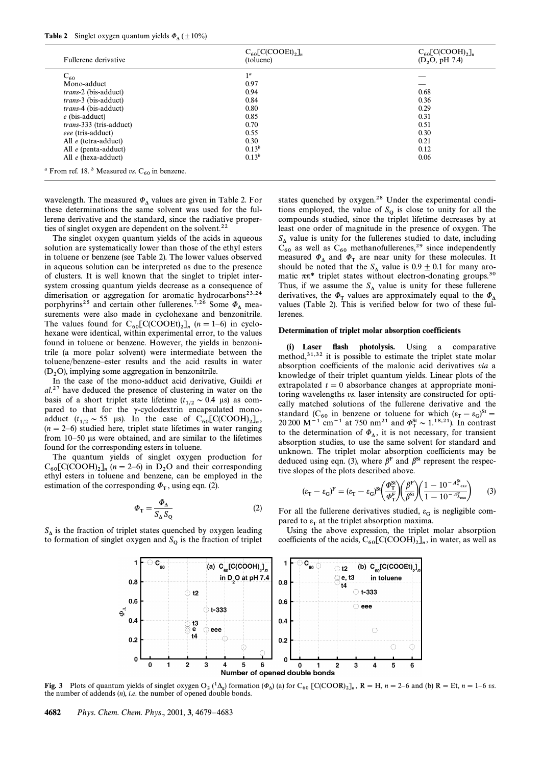**Table 2** Singlet oxygen quantum yields $\Phi_\Delta$ ($\pm 10\%$)

| Fullerene derivative | $C_{60}[C(COOEt)_2]_n$ (toluene) | $C_{60}[C(COOH)_2]_n$ ($D_2O$, pH 7.4) |
|---|---|---|
| $C_{60}$ | 1[a] | — |
| Mono-adduct | 0.97 | — |
| *trans*-2 (bis-adduct) | 0.94 | 0.68 |
| *trans*-3 (bis-adduct) | 0.84 | 0.36 |
| *trans*-4 (bis-adduct) | 0.80 | 0.29 |
| *e* (bis-adduct) | 0.85 | 0.31 |
| *trans*-333 (tris-adduct) | 0.70 | 0.51 |
| *eee* (tris-adduct) | 0.55 | 0.30 |
| All *e* (tetra-adduct) | 0.30 | 0.21 |
| All *e* (penta-adduct) | 0.13[b] | 0.12 |
| All *e* (hexa-adduct) | 0.13[b] | 0.06 |

[a] From ref. 18. [b] Measured *vs.* $C_{60}$ in benzene.

wavelength. The measured $\Phi_\Delta$ values are given in Table 2. For these determinations the same solvent was used for the fullerene derivative and the standard, since the radiative properties of singlet oxygen are dependent on the solvent.[22]

The singlet oxygen quantum yields of the acids in aqueous solution are systematically lower than those of the ethyl esters in toluene or benzene (see Table 2). The lower values observed in aqueous solution can be interpreted as due to the presence of clusters. It is well known that the singlet to triplet intersystem crossing quantum yields decrease as a consequence of dimerisation or aggregation for aromatic hydrocarbons[23,24] porphyrins[25] and certain other fullerenes.[7,26] Some $\Phi_\Delta$ measurements were also made in cyclohexane and benzonitrile. The values found for $C_{60}[C(COOEt)_2]_n$ ($n = 1$–6) in cyclohexane were identical, within experimental error, to the values found in toluene or benzene. However, the yields in benzonitrile (a more polar solvent) were intermediate between the toluene/benzene–ester results and the acid results in water ($D_2O$), implying some aggregation in benzonitrile.

In the case of the mono-adduct acid derivative, Guildi *et al.*[27] have deduced the presence of clustering in water on the basis of a short triplet state lifetime ($t_{1/2} \sim 0.4$ μs) as compared to that for the γ-cyclodextrin encapsulated mono-adduct ($t_{1/2} \sim 55$ μs). In the case of $C_{60}[C(COOH)_2]_n$, ($n = 2$–6) studied here, triplet state lifetimes in water ranging from 10–50 μs were obtained, and are similar to the lifetimes found for the corresponding esters in toluene.

The quantum yields of singlet oxygen production for $C_{60}[C(COOH)_2]_n$ ($n = 2$–6) in $D_2O$ and their corresponding ethyl esters in toluene and benzene, can be employed in the estimation of the corresponding $\Phi_T$, using eqn. (2).

$$\Phi_T = \frac{\Phi_\Delta}{S_\Delta S_Q} \quad (2)$$

$S_\Delta$ is the fraction of triplet states quenched by oxygen leading to formation of singlet oxygen and $S_Q$ is the fraction of triplet states quenched by oxygen.[28] Under the experimental conditions employed, the value of $S_Q$ is close to unity for all the compounds studied, since the triplet lifetime decreases by at least one order of magnitude in the presence of oxygen. The $S_\Delta$ value is unity for the fullerenes studied to date, including $C_{60}$ as well as $C_{60}$ methanofullerenes,[29] since independently measured $\Phi_\Delta$ and $\Phi_T$ are near unity for these molecules. It should be noted that the $S_\Delta$ value is $0.9 \pm 0.1$ for many aromatic $\pi\pi^*$ triplet states without electron-donating groups.[30] Thus, if we assume the $S_\Delta$ value is unity for these fullerene derivatives, the $\Phi_T$ values are approximately equal to the $\Phi_\Delta$ values (Table 2). This is verified below for two of these fullerenes.

### Determination of triplet molar absorption coefficients

**(i) Laser flash photolysis.** Using a comparative method,[31,32] it is possible to estimate the triplet state molar absorption coefficients of the malonic acid derivatives *via* a knowledge of their triplet quantum yields. Linear plots of the extrapolated $t = 0$ absorbance changes at appropriate monitoring wavelengths *vs.* laser intensity are constructed for optically matched solutions of the fullerene derivative and the standard ($C_{60}$ in benzene or toluene for which $(\varepsilon_T - \varepsilon_G)^{St} = 20\,200$ $M^{-1}$ $cm^{-1}$ at 750 nm[21] and $\Phi_T^{St} \sim 1$.[18,21]). In contrast to the determination of $\Phi_\Delta$, it is not necessary, for transient absorption studies, to use the same solvent for standard and unknown. The triplet molar absorption coefficients may be deduced using eqn. (3), where $\beta^F$ and $\beta^{St}$ represent the respective slopes of the plots described above.

$$(\varepsilon_T - \varepsilon_G)^F = (\varepsilon_T - \varepsilon_G)^{St}\left(\frac{\Phi_T^{St}}{\Phi_T^F}\right)\left(\frac{\beta^F}{\beta^{St}}\right)\left(\frac{1 - 10^{-A_{\lambda_{exc}}^{St}}}{1 - 10^{-A_{\lambda_{exc}}^F}}\right) \quad (3)$$

For all the fullerene derivatives studied, $\varepsilon_G$ is negligible compared to $\varepsilon_T$ at the triplet absorption maxima.

Using the above expression, the triplet molar absorption coefficients of the acids, $C_{60}[C(COOH)_2]_n$, in water, as well as

**Fig. 3** Plots of quantum yields of singlet oxygen $O_2$ ($^1\Delta_g$) formation ($\Phi_\Delta$) (a) for $C_{60}$ $[C(COOR)_2]_n$, R = H, $n = 2$–6 and (b) R = Et, $n = 1$–6 *vs.* the number of addends ($n$), *i.e.* the number of opened double bonds.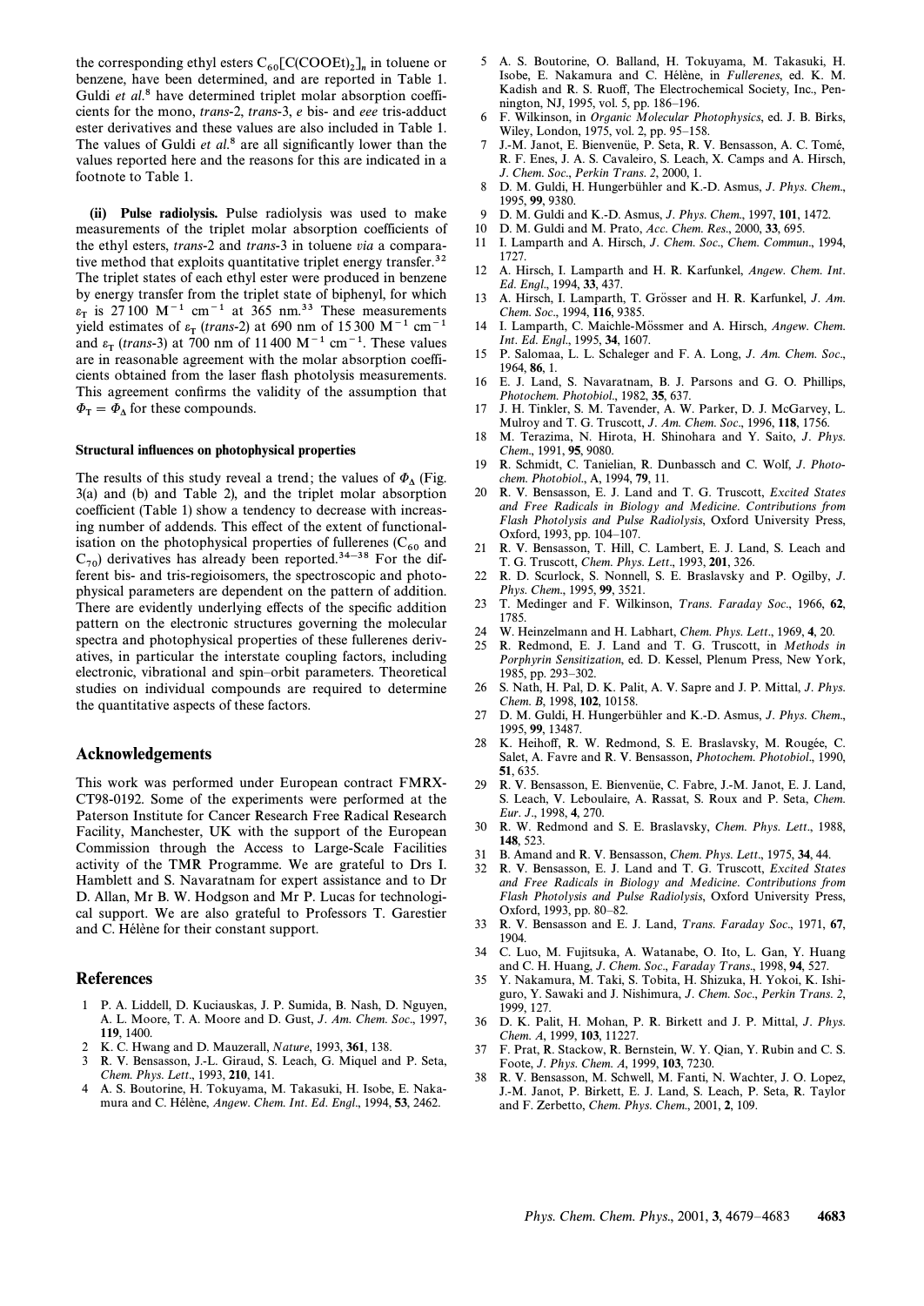the corresponding ethyl esters $C_{60}[C(COOEt)_2]_n$ in toluene or benzene, have been determined, and are reported in Table 1. Guldi *et al.*[8] have determined triplet molar absorption coefficients for the mono, *trans*-2, *trans*-3, *e* bis- and *eee* tris-adduct ester derivatives and these values are also included in Table 1. The values of Guldi *et al.*[8] are all significantly lower than the values reported here and the reasons for this are indicated in a footnote to Table 1.

**(ii) Pulse radiolysis.** Pulse radiolysis was used to make measurements of the triplet molar absorption coefficients of the ethyl esters, *trans*-2 and *trans*-3 in toluene *via* a comparative method that exploits quantitative triplet energy transfer.[32] The triplet states of each ethyl ester were produced in benzene by energy transfer from the triplet state of biphenyl, for which $\varepsilon_T$ is 27 100 $M^{-1}$ $cm^{-1}$ at 365 nm.[33] These measurements yield estimates of $\varepsilon_T$ (*trans*-2) at 690 nm of 15 300 $M^{-1}$ $cm^{-1}$ and $\varepsilon_T$ (*trans*-3) at 700 nm of 11 400 $M^{-1}$ $cm^{-1}$. These values are in reasonable agreement with the molar absorption coefficients obtained from the laser flash photolysis measurements. This agreement confirms the validity of the assumption that $\Phi_T = \Phi_\Delta$ for these compounds.

### Structural influences on photophysical properties

The results of this study reveal a trend; the values of $\Phi_\Delta$ (Fig. 3(a) and (b) and Table 2), and the triplet molar absorption coefficient (Table 1) show a tendency to decrease with increasing number of addends. This effect of the extent of functionalisation on the photophysical properties of fullerenes ($C_{60}$ and $C_{70}$) derivatives has already been reported.[34–38] For the different bis- and tris-regioisomers, the spectroscopic and photophysical parameters are dependent on the pattern of addition. There are evidently underlying effects of the specific addition pattern on the electronic structures governing the molecular spectra and photophysical properties of these fullerenes derivatives, in particular the interstate coupling factors, including electronic, vibrational and spin–orbit parameters. Theoretical studies on individual compounds are required to determine the quantitative aspects of these factors.

## Acknowledgements

This work was performed under European contract FMRX-CT98-0192. Some of the experiments were performed at the Paterson Institute for Cancer Research Free Radical Research Facility, Manchester, UK with the support of the European Commission through the Access to Large-Scale Facilities activity of the TMR Programme. We are grateful to Drs I. Hamblett and S. Navaratnam for expert assistance and to Dr D. Allan, Mr B. W. Hodgson and Mr P. Lucas for technological support. We are also grateful to Professors T. Garestier and C. Hélène for their constant support.

## References

1. P. A. Liddell, D. Kuciauskas, J. P. Sumida, B. Nash, D. Nguyen, A. L. Moore, T. A. Moore and D. Gust, *J. Am. Chem. Soc.*, 1997, **119**, 1400.
2. K. C. Hwang and D. Mauzerall, *Nature*, 1993, **361**, 138.
3. R. V. Bensasson, J.-L. Giraud, S. Leach, G. Miquel and P. Seta, *Chem. Phys. Lett.*, 1993, **210**, 141.
4. A. S. Boutorine, H. Tokuyama, M. Takasuki, H. Isobe, E. Nakamura and C. Hélène, *Angew. Chem. Int. Ed. Engl.*, 1994, **53**, 2462.
5. A. S. Boutorine, O. Balland, H. Tokuyama, M. Takasuki, H. Isobe, E. Nakamura and C. Hélène, in *Fullerenes*, ed. K. M. Kadish and R. S. Ruoff, The Electrochemical Society, Inc., Pennington, NJ, 1995, vol. 5, pp. 186–196.
6. F. Wilkinson, in *Organic Molecular Photophysics*, ed. J. B. Birks, Wiley, London, 1975, vol. 2, pp. 95–158.
7. J.-M. Janot, E. Bienvenüe, P. Seta, R. V. Bensasson, A. C. Tomé, R. F. Enes, J. A. S. Cavaleiro, S. Leach, X. Camps and A. Hirsch, *J. Chem. Soc., Perkin Trans. 2*, 2000, 1.
8. D. M. Guldi, H. Hungerbühler and K.-D. Asmus, *J. Phys. Chem.*, 1995, **99**, 9380.
9. D. M. Guldi and K.-D. Asmus, *J. Phys. Chem.*, 1997, **101**, 1472.
10. D. M. Guldi and M. Prato, *Acc. Chem. Res.*, 2000, **33**, 695.
11. I. Lamparth and A. Hirsch, *J. Chem. Soc., Chem. Commun.*, 1994, 1727.
12. A. Hirsch, I. Lamparth and H. R. Karfunkel, *Angew. Chem. Int. Ed. Engl.*, 1994, **33**, 437.
13. A. Hirsch, I. Lamparth, T. Grösser and H. R. Karfunkel, *J. Am. Chem. Soc.*, 1994, **116**, 9385.
14. I. Lamparth, C. Maichle-Mössmer and A. Hirsch, *Angew. Chem. Int. Ed. Engl.*, 1995, **34**, 1607.
15. P. Salomaa, L. L. Schaleger and F. A. Long, *J. Am. Chem. Soc.*, 1964, **86**, 1.
16. E. J. Land, S. Navaratnam, B. J. Parsons and G. O. Phillips, *Photochem. Photobiol.*, 1982, **35**, 637.
17. J. H. Tinkler, S. M. Tavender, A. W. Parker, D. J. McGarvey, L. Mulroy and T. G. Truscott, *J. Am. Chem. Soc.*, 1996, **118**, 1756.
18. M. Terazima, N. Hirota, H. Shinohara and Y. Saito, *J. Phys. Chem.*, 1991, **95**, 9080.
19. R. Schmidt, C. Tanielian, R. Dunbassch and C. Wolf, *J. Photochem. Photobiol.*, A, 1994, **79**, 11.
20. R. V. Bensasson, E. J. Land and T. G. Truscott, *Excited States and Free Radicals in Biology and Medicine. Contributions from Flash Photolysis and Pulse Radiolysis*, Oxford University Press, Oxford, 1993, pp. 104–107.
21. R. V. Bensasson, T. Hill, C. Lambert, E. J. Land, S. Leach and T. G. Truscott, *Chem. Phys. Lett.*, 1993, **201**, 326.
22. R. D. Scurlock, S. Nonnell, S. E. Braslavsky and P. Ogilby, *J. Phys. Chem.*, 1995, **99**, 3521.
23. T. Medinger and F. Wilkinson, *Trans. Faraday Soc.*, 1966, **62**, 1785.
24. W. Heinzelmann and H. Labhart, *Chem. Phys. Lett.*, 1969, **4**, 20.
25. R. Redmond, E. J. Land and T. G. Truscott, in *Methods in Porphyrin Sensitization*, ed. D. Kessel, Plenum Press, New York, 1985, pp. 293–302.
26. S. Nath, H. Pal, D. K. Palit, A. V. Sapre and J. P. Mittal, *J. Phys. Chem. B*, 1998, **102**, 10158.
27. D. M. Guldi, H. Hungerbühler and K.-D. Asmus, *J. Phys. Chem.*, 1995, **99**, 13487.
28. K. Heihoff, R. W. Redmond, S. E. Braslavsky, M. Rougée, C. Salet, A. Favre and R. V. Bensasson, *Photochem. Photobiol.*, 1990, **51**, 635.
29. R. V. Bensasson, E. Bienvenüe, C. Fabre, J.-M. Janot, E. J. Land, S. Leach, V. Leboulaire, A. Rassat, S. Roux and P. Seta, *Chem. Eur. J.*, 1998, **4**, 270.
30. R. W. Redmond and S. E. Braslavsky, *Chem. Phys. Lett.*, 1988, **148**, 523.
31. B. Amand and R. V. Bensasson, *Chem. Phys. Lett.*, 1975, **34**, 44.
32. R. V. Bensasson, E. J. Land and T. G. Truscott, *Excited States and Free Radicals in Biology and Medicine. Contributions from Flash Photolysis and Pulse Radiolysis*, Oxford University Press, Oxford, 1993, pp. 80–82.
33. R. V. Bensasson and E. J. Land, *Trans. Faraday Soc.*, 1971, **67**, 1904.
34. C. Luo, M. Fujitsuka, A. Watanabe, O. Ito, L. Gan, Y. Huang and C. H. Huang, *J. Chem. Soc., Faraday Trans.*, 1998, **94**, 527.
35. Y. Nakamura, M. Taki, S. Tobita, H. Shizuka, H. Yokoi, K. Ishiguro, Y. Sawaki and J. Nishimura, *J. Chem. Soc., Perkin Trans. 2*, 1999, 127.
36. D. K. Palit, H. Mohan, P. R. Birkett and J. P. Mittal, *J. Phys. Chem. A*, 1999, **103**, 11227.
37. F. Prat, R. Stackow, R. Bernstein, W. Y. Qian, Y. Rubin and C. S. Foote, *J. Phys. Chem. A*, 1999, **103**, 7230.
38. R. V. Bensasson, M. Schwell, M. Fanti, N. Wachter, J. O. Lopez, J.-M. Janot, P. Birkett, E. J. Land, S. Leach, P. Seta, R. Taylor and F. Zerbetto, *Chem. Phys. Chem.*, 2001, **2**, 109.